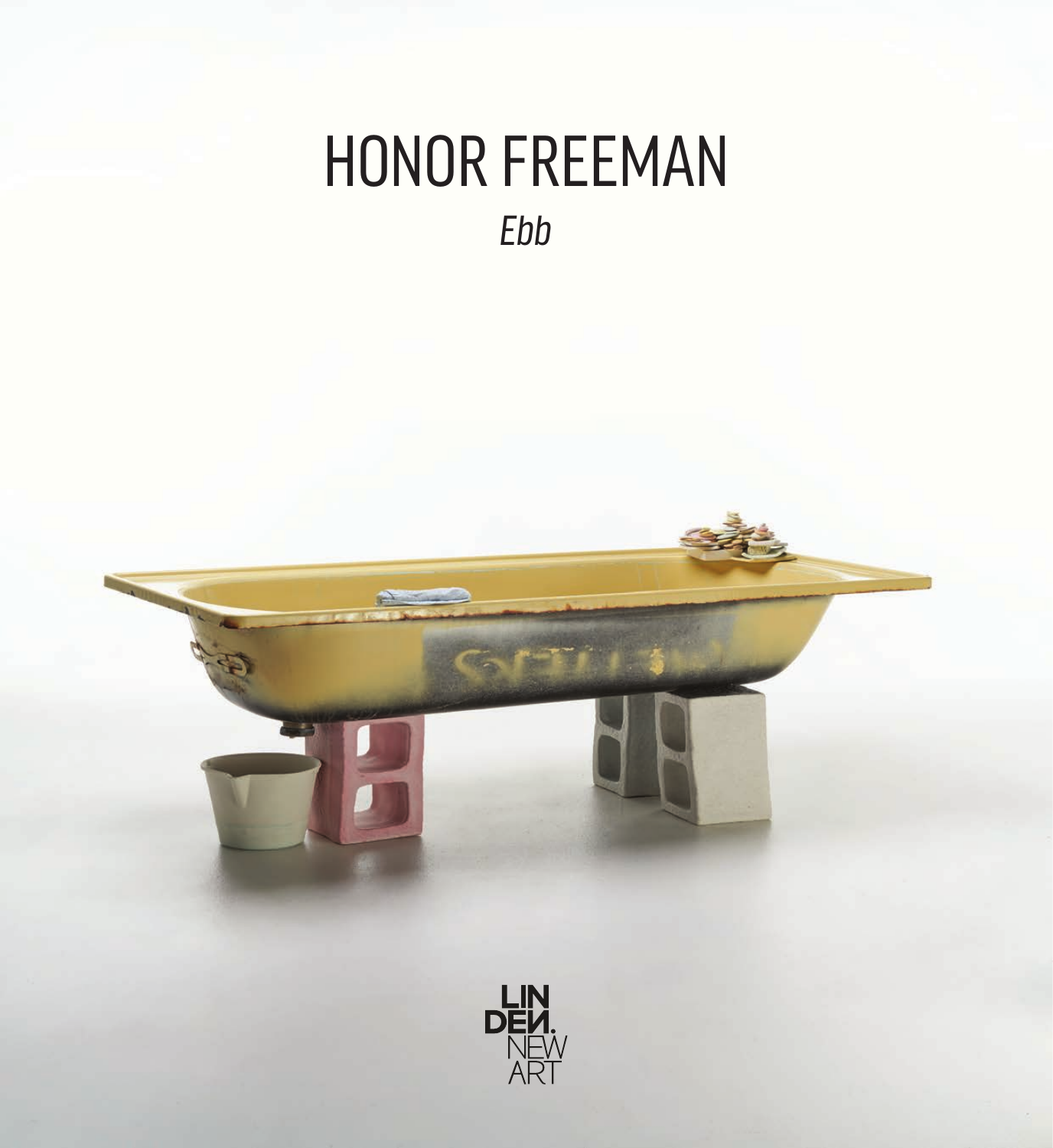# HONOR FREEMAN

*Ebb*

LINDEN. NEW ART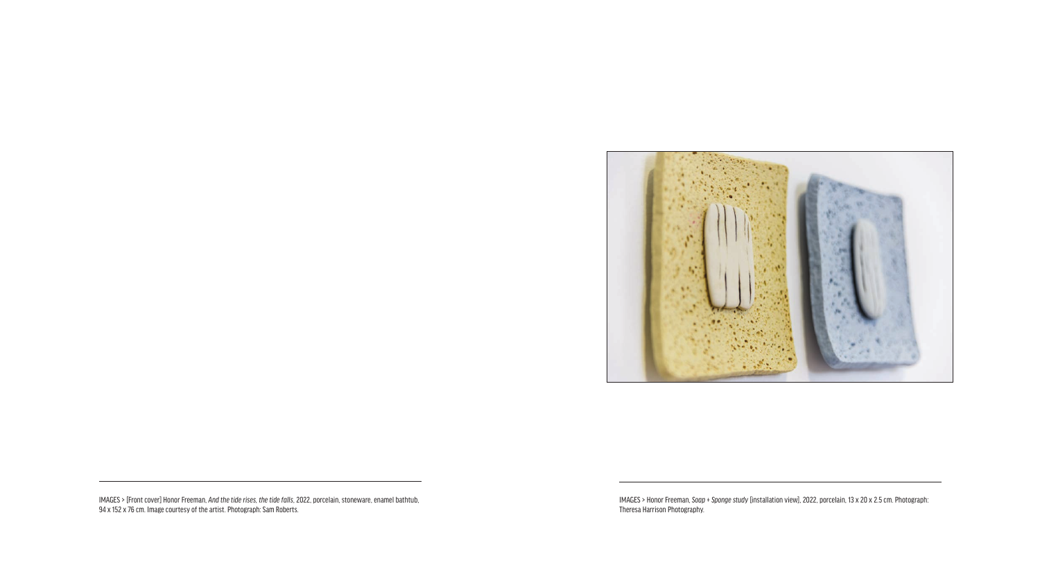IMAGES > [Front cover] Honor Freeman, *And the tide rises, the tide falls*, 2022, porcelain, stoneware, enamel bathtub, 94 x 152 x 76 cm. Image courtesy of the artist. Photograph: Sam Roberts.

IMAGES > Honor Freeman, *Soap + Sponge study* [installation view], 2022, porcelain, 13 x 20 x 2.5 cm. Photograph: Theresa Harrison Photography.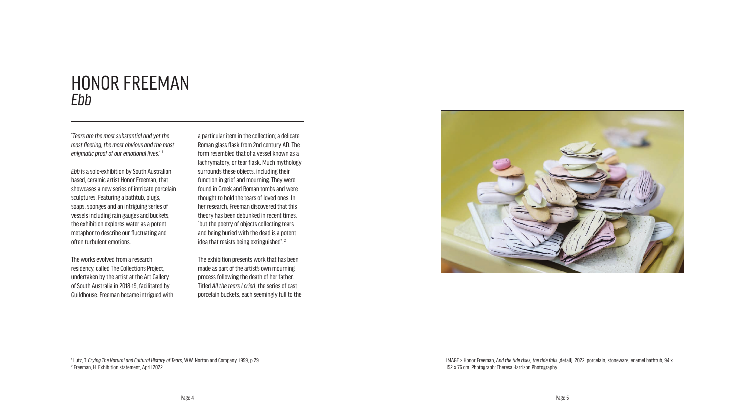# HONOR FREEMAN
## *Ebb*

*"Tears are the most substantial and yet the most fleeting, the most obvious and the most enigmatic proof of our emotional lives."* [1]

*Ebb* is a solo-exhibition by South Australian based, ceramic artist Honor Freeman, that showcases a new series of intricate porcelain sculptures. Featuring a bathtub, plugs, soaps, sponges and an intriguing series of vessels including rain gauges and buckets, the exhibition explores water as a potent metaphor to describe our fluctuating and often turbulent emotions.

The works evolved from a research residency, called The Collections Project, undertaken by the artist at the Art Gallery of South Australia in 2018-19, facilitated by Guildhouse. Freeman became intrigued with a particular item in the collection; a delicate Roman glass flask from 2nd century AD. The form resembled that of a vessel known as a lachrymatory, or tear flask. Much mythology surrounds these objects, including their function in grief and mourning. They were found in Greek and Roman tombs and were thought to hold the tears of loved ones. In her research, Freeman discovered that this theory has been debunked in recent times, "but the poetry of objects collecting tears and being buried with the dead is a potent idea that resists being extinguished". [2]

The exhibition presents work that has been made as part of the artist's own mourning process following the death of her father. Titled *All the tears I cried*, the series of cast porcelain buckets, each seemingly full to the

[1] Lutz, T. *Crying The Natural and Cultural History of Tears*, W.W. Norton and Company, 1999, p.29
[2] Freeman, H. Exhibition statement, April 2022.

IMAGE > Honor Freeman, *And the tide rises, the tide falls* [detail], 2022, porcelain, stoneware, enamel bathtub, 94 x 152 x 76 cm. Photograph: Theresa Harrison Photography.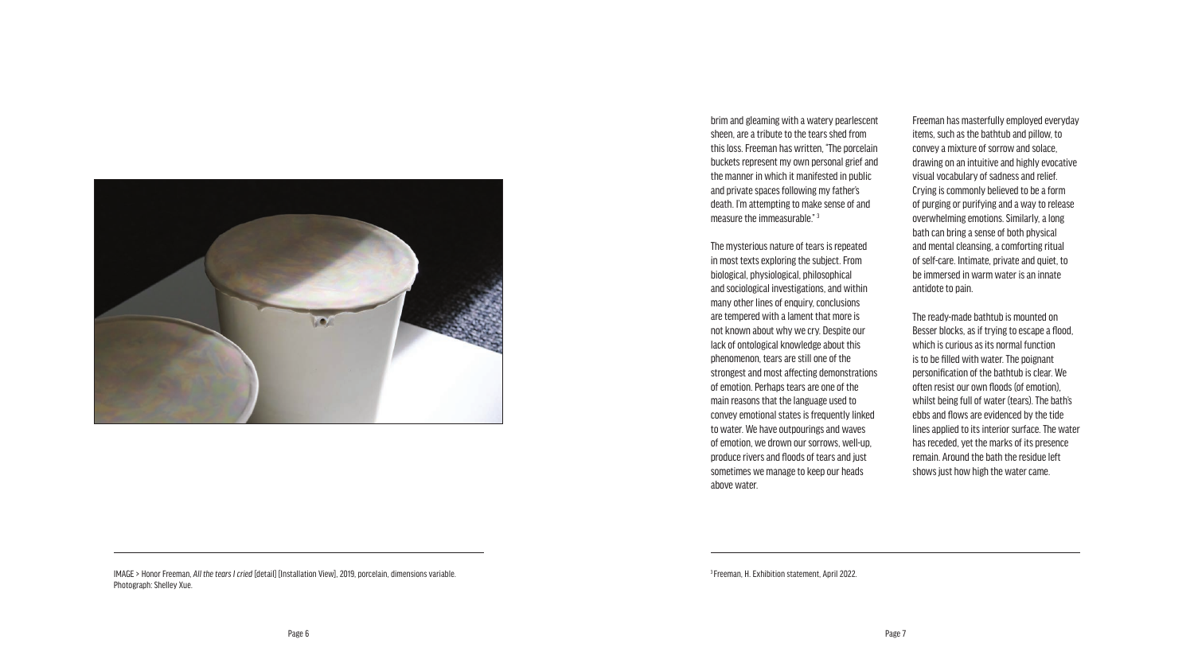brim and gleaming with a watery pearlescent sheen, are a tribute to the tears shed from this loss. Freeman has written, "The porcelain buckets represent my own personal grief and the manner in which it manifested in public and private spaces following my father's death. I'm attempting to make sense of and measure the immeasurable."[3]

The mysterious nature of tears is repeated in most texts exploring the subject. From biological, physiological, philosophical and sociological investigations, and within many other lines of enquiry, conclusions are tempered with a lament that more is not known about why we cry. Despite our lack of ontological knowledge about this phenomenon, tears are still one of the strongest and most affecting demonstrations of emotion. Perhaps tears are one of the main reasons that the language used to convey emotional states is frequently linked to water. We have outpourings and waves of emotion, we drown our sorrows, well-up, produce rivers and floods of tears and just sometimes we manage to keep our heads above water.

Freeman has masterfully employed everyday items, such as the bathtub and pillow, to convey a mixture of sorrow and solace, drawing on an intuitive and highly evocative visual vocabulary of sadness and relief. Crying is commonly believed to be a form of purging or purifying and a way to release overwhelming emotions. Similarly, a long bath can bring a sense of both physical and mental cleansing, a comforting ritual of self-care. Intimate, private and quiet, to be immersed in warm water is an innate antidote to pain.

The ready-made bathtub is mounted on Besser blocks, as if trying to escape a flood, which is curious as its normal function is to be filled with water. The poignant personification of the bathtub is clear. We often resist our own floods (of emotion), whilst being full of water (tears). The bath's ebbs and flows are evidenced by the tide lines applied to its interior surface. The water has receded, yet the marks of its presence remain. Around the bath the residue left shows just how high the water came.

IMAGE > Honor Freeman, *All the tears I cried* [detail] [Installation View], 2019, porcelain, dimensions variable. Photograph: Shelley Xue.

[3] Freeman, H. Exhibition statement, April 2022.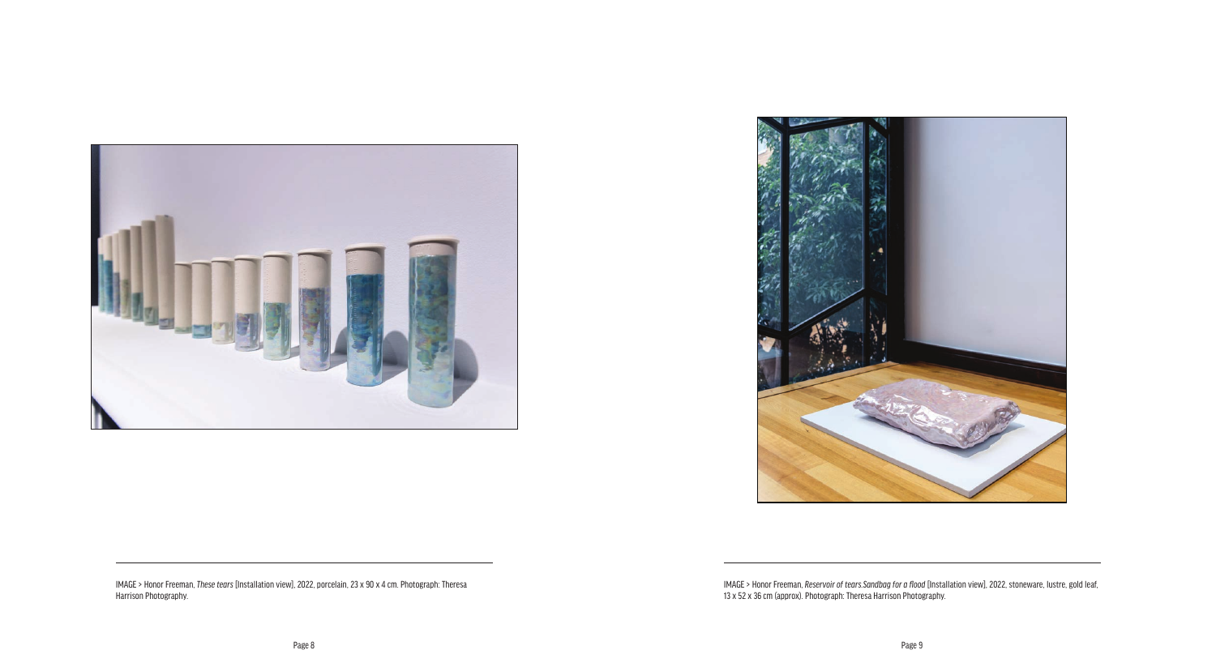IMAGE > Honor Freeman, *These tears* [Installation view], 2022, porcelain, 23 x 90 x 4 cm. Photograph: Theresa Harrison Photography.

IMAGE > Honor Freeman, *Reservoir of tears.Sandbag for a flood* [Installation view], 2022, stoneware, lustre, gold leaf, 13 x 52 x 36 cm (approx). Photograph: Theresa Harrison Photography.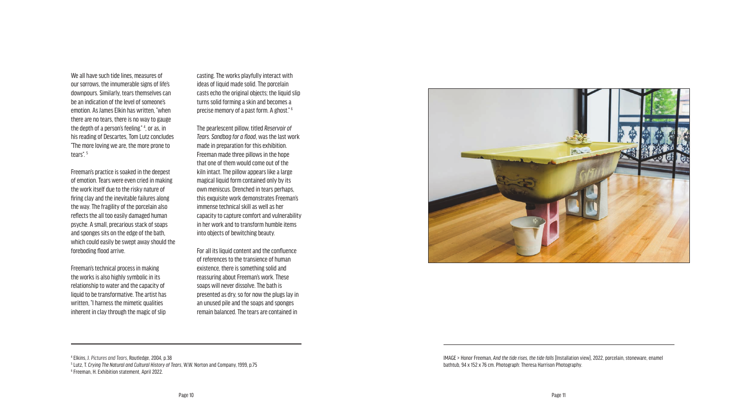We all have such tide lines, measures of our sorrows, the innumerable signs of life's downpours. Similarly, tears themselves can be an indication of the level of someone's emotion. As James Elkin has written, "when there are no tears, there is no way to gauge the depth of a person's feeling." [4], or as, in his reading of Descartes, Tom Lutz concludes "The more loving we are, the more prone to tears". [5]

Freeman's practice is soaked in the deepest of emotion. Tears were even cried in making the work itself due to the risky nature of firing clay and the inevitable failures along the way. The fragility of the porcelain also reflects the all too easily damaged human psyche. A small, precarious stack of soaps and sponges sits on the edge of the bath, which could easily be swept away should the foreboding flood arrive.

Freeman's technical process in making the works is also highly symbolic in its relationship to water and the capacity of liquid to be transformative. The artist has written, "I harness the mimetic qualities inherent in clay through the magic of slip casting. The works playfully interact with ideas of liquid made solid. The porcelain casts echo the original objects; the liquid slip turns solid forming a skin and becomes a precise memory of a past form. A ghost." [6]

The pearlescent pillow, titled *Reservoir of Tears. Sandbag for a flood*, was the last work made in preparation for this exhibition. Freeman made three pillows in the hope that one of them would come out of the kiln intact. The pillow appears like a large magical liquid form contained only by its own meniscus. Drenched in tears perhaps, this exquisite work demonstrates Freeman's immense technical skill as well as her capacity to capture comfort and vulnerability in her work and to transform humble items into objects of bewitching beauty.

For all its liquid content and the confluence of references to the transience of human existence, there is something solid and reassuring about Freeman's work. These soaps will never dissolve. The bath is presented as dry, so for now the plugs lay in an unused pile and the soaps and sponges remain balanced. The tears are contained in

IMAGE > Honor Freeman, *And the tide rises, the tide falls* [Installation view], 2022, porcelain, stoneware, enamel bathtub, 94 x 152 x 76 cm. Photograph: Theresa Harrison Photography.

---

[4] Elkins, J. *Pictures and Tears*, Routledge, 2004, p.38

[5] Lutz, T. *Crying The Natural and Cultural History of Tears*, W.W. Norton and Company, 1999, p.75

[6] Freeman, H. Exhibition statement, April 2022.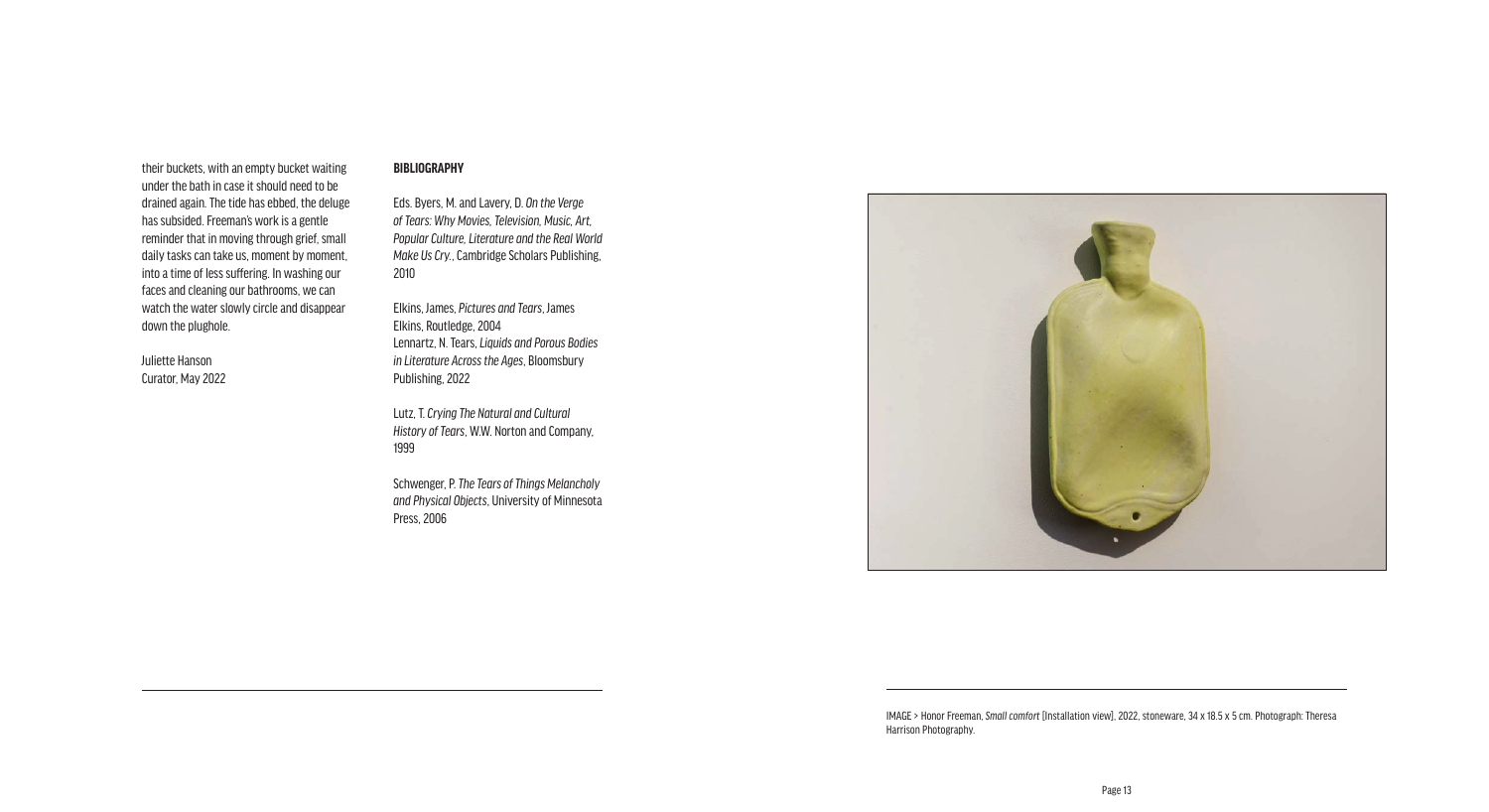their buckets, with an empty bucket waiting under the bath in case it should need to be drained again. The tide has ebbed, the deluge has subsided. Freeman's work is a gentle reminder that in moving through grief, small daily tasks can take us, moment by moment, into a time of less suffering. In washing our faces and cleaning our bathrooms, we can watch the water slowly circle and disappear down the plughole.

Juliette Hanson
Curator, May 2022

**BIBLIOGRAPHY**

Eds. Byers, M. and Lavery, D. *On the Verge of Tears: Why Movies, Television, Music, Art, Popular Culture, Literature and the Real World Make Us Cry.*, Cambridge Scholars Publishing, 2010

Elkins, James, *Pictures and Tears*, James Elkins, Routledge, 2004
Lennartz, N. Tears, *Liquids and Porous Bodies in Literature Across the Ages*, Bloomsbury Publishing, 2022

Lutz, T. *Crying The Natural and Cultural History of Tears*, W.W. Norton and Company, 1999

Schwenger, P. *The Tears of Things Melancholy and Physical Objects*, University of Minnesota Press, 2006

IMAGE > Honor Freeman, *Small comfort* [Installation view], 2022, stoneware, 34 x 18.5 x 5 cm. Photograph: Theresa Harrison Photography.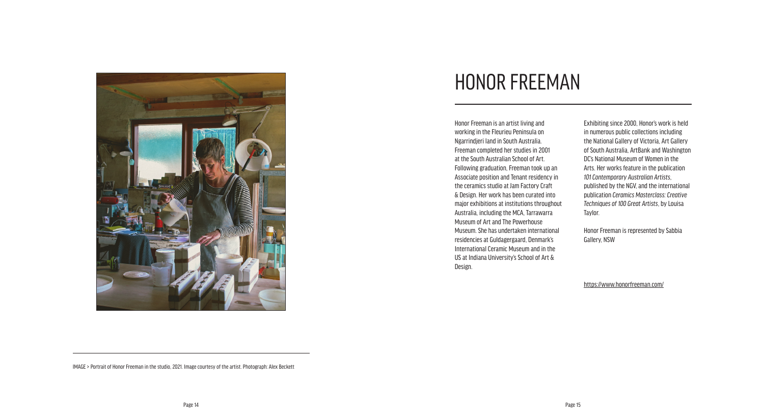IMAGE > Portrait of Honor Freeman in the studio, 2021. Image courtesy of the artist. Photograph: Alex Beckett

# HONOR FREEMAN

Honor Freeman is an artist living and working in the Fleurieu Peninsula on Ngarrindjeri land in South Australia. Freeman completed her studies in 2001 at the South Australian School of Art. Following graduation, Freeman took up an Associate position and Tenant residency in the ceramics studio at Jam Factory Craft & Design. Her work has been curated into major exhibitions at institutions throughout Australia, including the MCA, Tarrawarra Museum of Art and The Powerhouse Museum. She has undertaken international residencies at Guldagergaard, Denmark's International Ceramic Museum and in the US at Indiana University's School of Art & Design.

Exhibiting since 2000, Honor's work is held in numerous public collections including the National Gallery of Victoria, Art Gallery of South Australia, ArtBank and Washington DC's National Museum of Women in the Arts. Her works feature in the publication *101 Contemporary Australian Artists*, published by the NGV, and the international publication *Ceramics Masterclass: Creative Techniques of 100 Great Artists*, by Louisa Taylor.

Honor Freeman is represented by Sabbia Gallery, NSW

https://www.honorfreeman.com/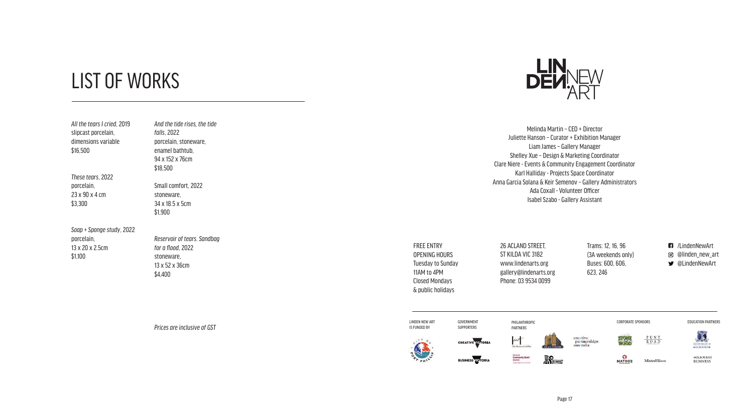# LIST OF WORKS

*All the tears I cried*, 2019
slipcast porcelain,
dimensions variable
$16,500

*These tears*, 2022
porcelain,
23 x 90 x 4 cm
$3,300

*Soap + Sponge study*, 2022
porcelain,
13 x 20 x 2.5cm
$1,100

*And the tide rises, the tide falls*, 2022
porcelain, stoneware,
enamel bathtub,
94 x 152 x 76cm
$18,500

Small comfort, 2022
stoneware,
34 x 18.5 x 5cm
$1,900

*Reservoir of tears. Sandbag for a flood*, 2022
stoneware,
13 x 52 x 36cm
$4,400

*Prices are inclusive of GST*

LINDEN NEW ART

Melinda Martin – CEO + Director
Juliette Hanson – Curator + Exhibition Manager
Liam James – Gallery Manager
Shelley Xue – Design & Marketing Coordinator
Clare Niere - Events & Community Engagement Coordinator
Karl Halliday - Projects Space Coordinator
Anna Garcia Solana & Keir Semenov – Gallery Administrators
Ada Coxall - Volunteer Officer
Isabel Szabo - Gallery Assistant

FREE ENTRY
OPENING HOURS
Tuesday to Sunday
11AM to 4PM
Closed Mondays
& public holidays

26 ACLAND STREET,
ST KILDA VIC 3182
www.lindenarts.org
gallery@lindenarts.org
Phone: 03 9534 0099

Trams: 12, 16, 96
(3A weekends only)
Buses: 600, 606,
623, 246

/LindenNewArt
@linden_new_art
@LindenNewArt

LINDEN NEW ART IS FUNDED BY

GOVERNMENT SUPPORTERS

PHILANTHROPIC PARTNERS

CORPORATE SPONSORS

EDUCATION PARTNERS